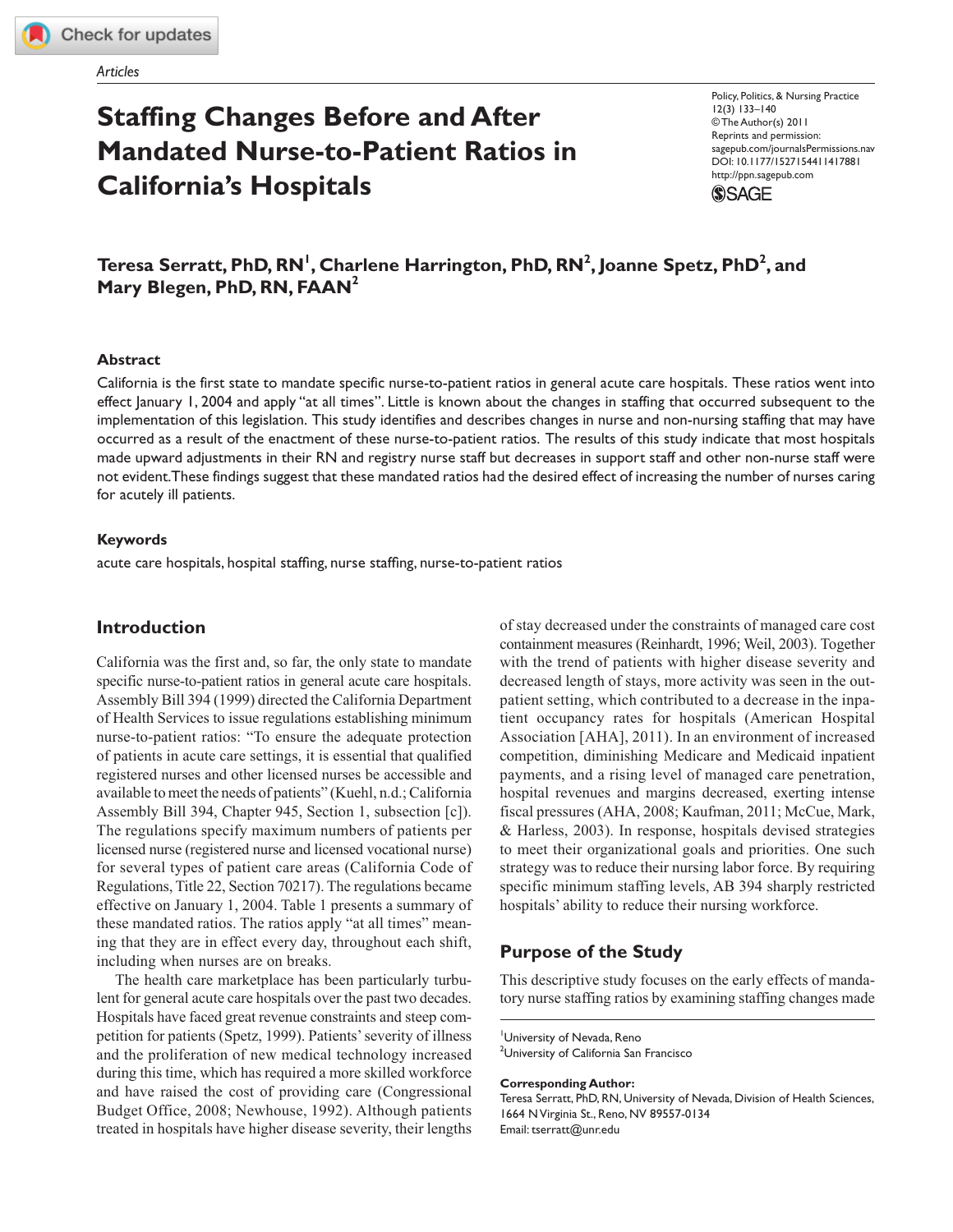Articles

# Staffing Changes Before and After Mandated Nurse-to-Patient Ratios in California's Hospitals

Policy, Politics, & Nursing Practice
12(3) 133–140
© The Author(s) 2011
Reprints and permission: sagepub.com/journalsPermissions.nav
DOI: 10.1177/1527154411417881
http://ppn.sagepub.com

**Teresa Serratt, PhD, RN[1], Charlene Harrington, PhD, RN[2], Joanne Spetz, PhD[2], and Mary Blegen, PhD, RN, FAAN[2]**

## Abstract

California is the first state to mandate specific nurse-to-patient ratios in general acute care hospitals. These ratios went into effect January 1, 2004 and apply "at all times". Little is known about the changes in staffing that occurred subsequent to the implementation of this legislation. This study identifies and describes changes in nurse and non-nursing staffing that may have occurred as a result of the enactment of these nurse-to-patient ratios. The results of this study indicate that most hospitals made upward adjustments in their RN and registry nurse staff but decreases in support staff and other non-nurse staff were not evident. These findings suggest that these mandated ratios had the desired effect of increasing the number of nurses caring for acutely ill patients.

## Keywords

acute care hospitals, hospital staffing, nurse staffing, nurse-to-patient ratios

## Introduction

California was the first and, so far, the only state to mandate specific nurse-to-patient ratios in general acute care hospitals. Assembly Bill 394 (1999) directed the California Department of Health Services to issue regulations establishing minimum nurse-to-patient ratios: "To ensure the adequate protection of patients in acute care settings, it is essential that qualified registered nurses and other licensed nurses be accessible and available to meet the needs of patients" (Kuehl, n.d.; California Assembly Bill 394, Chapter 945, Section 1, subsection [c]). The regulations specify maximum numbers of patients per licensed nurse (registered nurse and licensed vocational nurse) for several types of patient care areas (California Code of Regulations, Title 22, Section 70217). The regulations became effective on January 1, 2004. Table 1 presents a summary of these mandated ratios. The ratios apply "at all times" meaning that they are in effect every day, throughout each shift, including when nurses are on breaks.

The health care marketplace has been particularly turbulent for general acute care hospitals over the past two decades. Hospitals have faced great revenue constraints and steep competition for patients (Spetz, 1999). Patients' severity of illness and the proliferation of new medical technology increased during this time, which has required a more skilled workforce and have raised the cost of providing care (Congressional Budget Office, 2008; Newhouse, 1992). Although patients treated in hospitals have higher disease severity, their lengths of stay decreased under the constraints of managed care cost containment measures (Reinhardt, 1996; Weil, 2003). Together with the trend of patients with higher disease severity and decreased length of stays, more activity was seen in the outpatient setting, which contributed to a decrease in the inpatient occupancy rates for hospitals (American Hospital Association [AHA], 2011). In an environment of increased competition, diminishing Medicare and Medicaid inpatient payments, and a rising level of managed care penetration, hospital revenues and margins decreased, exerting intense fiscal pressures (AHA, 2008; Kaufman, 2011; McCue, Mark, & Harless, 2003). In response, hospitals devised strategies to meet their organizational goals and priorities. One such strategy was to reduce their nursing labor force. By requiring specific minimum staffing levels, AB 394 sharply restricted hospitals' ability to reduce their nursing workforce.

## Purpose of the Study

This descriptive study focuses on the early effects of mandatory nurse staffing ratios by examining staffing changes made

[1]University of Nevada, Reno
[2]University of California San Francisco

**Corresponding Author:**
Teresa Serratt, PhD, RN, University of Nevada, Division of Health Sciences, 1664 N Virginia St., Reno, NV 89557-0134
Email: tserratt@unr.edu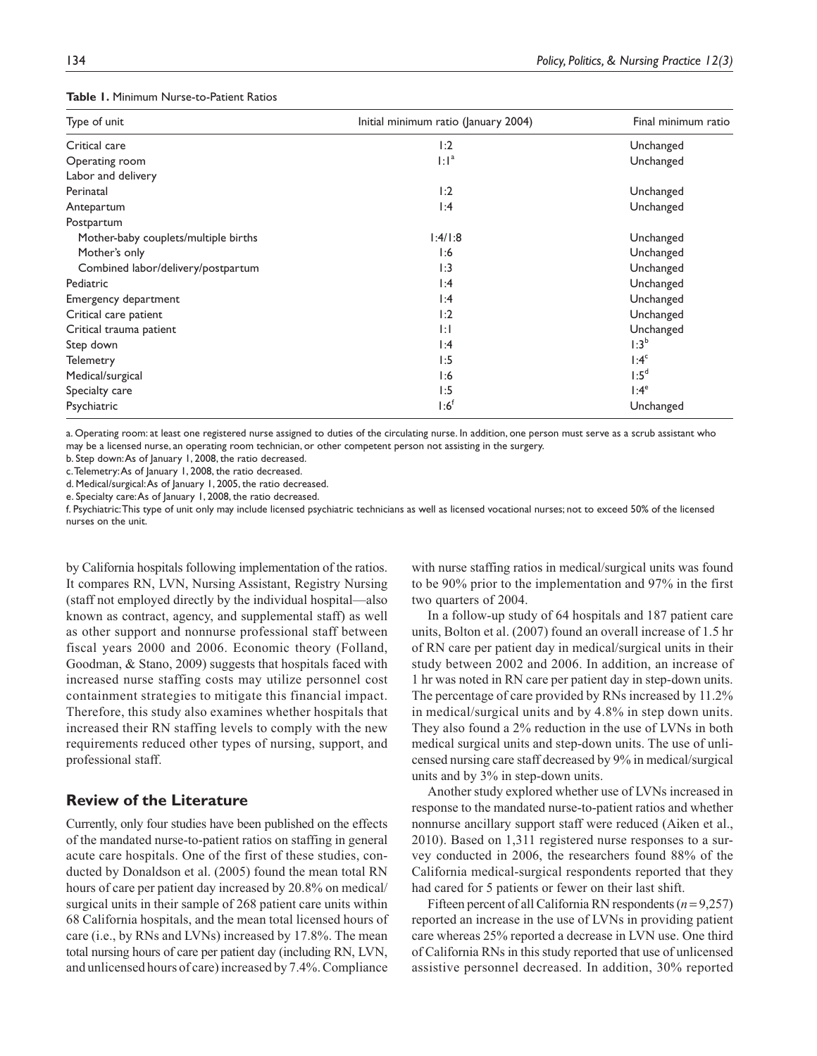**Table 1.** Minimum Nurse-to-Patient Ratios

| Type of unit | Initial minimum ratio (January 2004) | Final minimum ratio |
|---|---|---|
| Critical care | 1:2 | Unchanged |
| Operating room | 1:1[a] | Unchanged |
| Labor and delivery | | |
| Perinatal | 1:2 | Unchanged |
| Antepartum | 1:4 | Unchanged |
| Postpartum | | |
| Mother-baby couplets/multiple births | 1:4/1:8 | Unchanged |
| Mother's only | 1:6 | Unchanged |
| Combined labor/delivery/postpartum | 1:3 | Unchanged |
| Pediatric | 1:4 | Unchanged |
| Emergency department | 1:4 | Unchanged |
| Critical care patient | 1:2 | Unchanged |
| Critical trauma patient | 1:1 | Unchanged |
| Step down | 1:4 | 1:3[b] |
| Telemetry | 1:5 | 1:4[c] |
| Medical/surgical | 1:6 | 1:5[d] |
| Specialty care | 1:5 | 1:4[e] |
| Psychiatric | 1:6[f] | Unchanged |

a. Operating room: at least one registered nurse assigned to duties of the circulating nurse. In addition, one person must serve as a scrub assistant who may be a licensed nurse, an operating room technician, or other competent person not assisting in the surgery.
b. Step down: As of January 1, 2008, the ratio decreased.
c. Telemetry: As of January 1, 2008, the ratio decreased.
d. Medical/surgical: As of January 1, 2005, the ratio decreased.
e. Specialty care: As of January 1, 2008, the ratio decreased.
f. Psychiatric: This type of unit only may include licensed psychiatric technicians as well as licensed vocational nurses; not to exceed 50% of the licensed nurses on the unit.

by California hospitals following implementation of the ratios. It compares RN, LVN, Nursing Assistant, Registry Nursing (staff not employed directly by the individual hospital—also known as contract, agency, and supplemental staff) as well as other support and nonnurse professional staff between fiscal years 2000 and 2006. Economic theory (Folland, Goodman, & Stano, 2009) suggests that hospitals faced with increased nurse staffing costs may utilize personnel cost containment strategies to mitigate this financial impact. Therefore, this study also examines whether hospitals that increased their RN staffing levels to comply with the new requirements reduced other types of nursing, support, and professional staff.

## Review of the Literature

Currently, only four studies have been published on the effects of the mandated nurse-to-patient ratios on staffing in general acute care hospitals. One of the first of these studies, conducted by Donaldson et al. (2005) found the mean total RN hours of care per patient day increased by 20.8% on medical/surgical units in their sample of 268 patient care units within 68 California hospitals, and the mean total licensed hours of care (i.e., by RNs and LVNs) increased by 17.8%. The mean total nursing hours of care per patient day (including RN, LVN, and unlicensed hours of care) increased by 7.4%. Compliance with nurse staffing ratios in medical/surgical units was found to be 90% prior to the implementation and 97% in the first two quarters of 2004.

In a follow-up study of 64 hospitals and 187 patient care units, Bolton et al. (2007) found an overall increase of 1.5 hr of RN care per patient day in medical/surgical units in their study between 2002 and 2006. In addition, an increase of 1 hr was noted in RN care per patient day in step-down units. The percentage of care provided by RNs increased by 11.2% in medical/surgical units and by 4.8% in step down units. They also found a 2% reduction in the use of LVNs in both medical surgical units and step-down units. The use of unlicensed nursing care staff decreased by 9% in medical/surgical units and by 3% in step-down units.

Another study explored whether use of LVNs increased in response to the mandated nurse-to-patient ratios and whether nonnurse ancillary support staff were reduced (Aiken et al., 2010). Based on 1,311 registered nurse responses to a survey conducted in 2006, the researchers found 88% of the California medical-surgical respondents reported that they had cared for 5 patients or fewer on their last shift.

Fifteen percent of all California RN respondents ($n = 9{,}257$) reported an increase in the use of LVNs in providing patient care whereas 25% reported a decrease in LVN use. One third of California RNs in this study reported that use of unlicensed assistive personnel decreased. In addition, 30% reported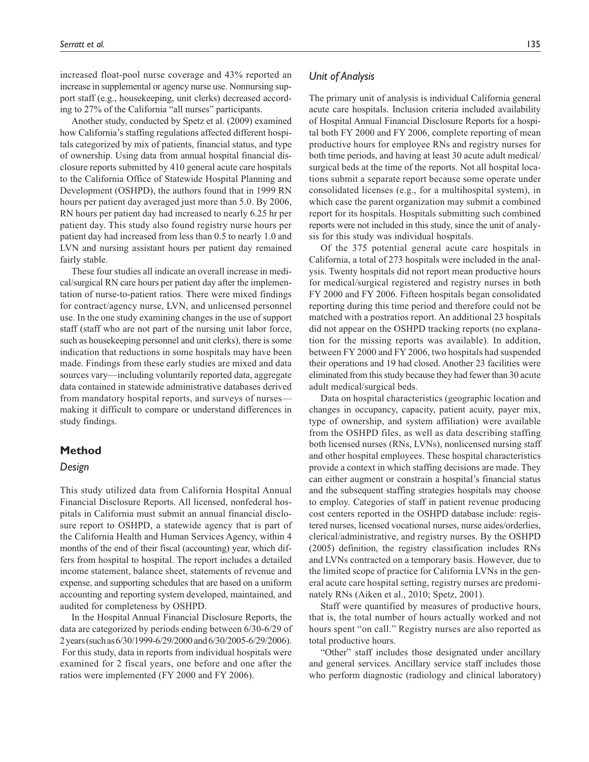increased float-pool nurse coverage and 43% reported an increase in supplemental or agency nurse use. Nonnursing support staff (e.g., housekeeping, unit clerks) decreased according to 27% of the California "all nurses" participants.

Another study, conducted by Spetz et al. (2009) examined how California's staffing regulations affected different hospitals categorized by mix of patients, financial status, and type of ownership. Using data from annual hospital financial disclosure reports submitted by 410 general acute care hospitals to the California Office of Statewide Hospital Planning and Development (OSHPD), the authors found that in 1999 RN hours per patient day averaged just more than 5.0. By 2006, RN hours per patient day had increased to nearly 6.25 hr per patient day. This study also found registry nurse hours per patient day had increased from less than 0.5 to nearly 1.0 and LVN and nursing assistant hours per patient day remained fairly stable.

These four studies all indicate an overall increase in medical/surgical RN care hours per patient day after the implementation of nurse-to-patient ratios. There were mixed findings for contract/agency nurse, LVN, and unlicensed personnel use. In the one study examining changes in the use of support staff (staff who are not part of the nursing unit labor force, such as housekeeping personnel and unit clerks), there is some indication that reductions in some hospitals may have been made. Findings from these early studies are mixed and data sources vary—including voluntarily reported data, aggregate data contained in statewide administrative databases derived from mandatory hospital reports, and surveys of nurses—making it difficult to compare or understand differences in study findings.

## Method

### Design

This study utilized data from California Hospital Annual Financial Disclosure Reports. All licensed, nonfederal hospitals in California must submit an annual financial disclosure report to OSHPD, a statewide agency that is part of the California Health and Human Services Agency, within 4 months of the end of their fiscal (accounting) year, which differs from hospital to hospital. The report includes a detailed income statement, balance sheet, statements of revenue and expense, and supporting schedules that are based on a uniform accounting and reporting system developed, maintained, and audited for completeness by OSHPD.

In the Hospital Annual Financial Disclosure Reports, the data are categorized by periods ending between 6/30-6/29 of 2 years (such as 6/30/1999-6/29/2000 and 6/30/2005-6/29/2006). For this study, data in reports from individual hospitals were examined for 2 fiscal years, one before and one after the ratios were implemented (FY 2000 and FY 2006).

### Unit of Analysis

The primary unit of analysis is individual California general acute care hospitals. Inclusion criteria included availability of Hospital Annual Financial Disclosure Reports for a hospital both FY 2000 and FY 2006, complete reporting of mean productive hours for employee RNs and registry nurses for both time periods, and having at least 30 acute adult medical/surgical beds at the time of the reports. Not all hospital locations submit a separate report because some operate under consolidated licenses (e.g., for a multihospital system), in which case the parent organization may submit a combined report for its hospitals. Hospitals submitting such combined reports were not included in this study, since the unit of analysis for this study was individual hospitals.

Of the 375 potential general acute care hospitals in California, a total of 273 hospitals were included in the analysis. Twenty hospitals did not report mean productive hours for medical/surgical registered and registry nurses in both FY 2000 and FY 2006. Fifteen hospitals began consolidated reporting during this time period and therefore could not be matched with a postratios report. An additional 23 hospitals did not appear on the OSHPD tracking reports (no explanation for the missing reports was available). In addition, between FY 2000 and FY 2006, two hospitals had suspended their operations and 19 had closed. Another 23 facilities were eliminated from this study because they had fewer than 30 acute adult medical/surgical beds.

Data on hospital characteristics (geographic location and changes in occupancy, capacity, patient acuity, payer mix, type of ownership, and system affiliation) were available from the OSHPD files, as well as data describing staffing both licensed nurses (RNs, LVNs), nonlicensed nursing staff and other hospital employees. These hospital characteristics provide a context in which staffing decisions are made. They can either augment or constrain a hospital's financial status and the subsequent staffing strategies hospitals may choose to employ. Categories of staff in patient revenue producing cost centers reported in the OSHPD database include: registered nurses, licensed vocational nurses, nurse aides/orderlies, clerical/administrative, and registry nurses. By the OSHPD (2005) definition, the registry classification includes RNs and LVNs contracted on a temporary basis. However, due to the limited scope of practice for California LVNs in the general acute care hospital setting, registry nurses are predominately RNs (Aiken et al., 2010; Spetz, 2001).

Staff were quantified by measures of productive hours, that is, the total number of hours actually worked and not hours spent "on call." Registry nurses are also reported as total productive hours.

"Other" staff includes those designated under ancillary and general services. Ancillary service staff includes those who perform diagnostic (radiology and clinical laboratory)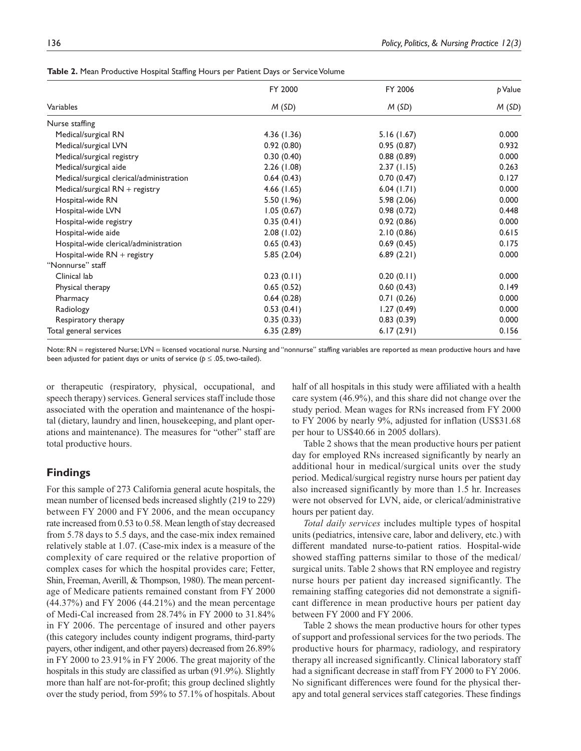**Table 2.** Mean Productive Hospital Staffing Hours per Patient Days or Service Volume

| Variables | FY 2000 M (SD) | FY 2006 M (SD) | p Value M (SD) |
|---|---|---|---|
| Nurse staffing | | | |
| Medical/surgical RN | 4.36 (1.36) | 5.16 (1.67) | 0.000 |
| Medical/surgical LVN | 0.92 (0.80) | 0.95 (0.87) | 0.932 |
| Medical/surgical registry | 0.30 (0.40) | 0.88 (0.89) | 0.000 |
| Medical/surgical aide | 2.26 (1.08) | 2.37 (1.15) | 0.263 |
| Medical/surgical clerical/administration | 0.64 (0.43) | 0.70 (0.47) | 0.127 |
| Medical/surgical RN + registry | 4.66 (1.65) | 6.04 (1.71) | 0.000 |
| Hospital-wide RN | 5.50 (1.96) | 5.98 (2.06) | 0.000 |
| Hospital-wide LVN | 1.05 (0.67) | 0.98 (0.72) | 0.448 |
| Hospital-wide registry | 0.35 (0.41) | 0.92 (0.86) | 0.000 |
| Hospital-wide aide | 2.08 (1.02) | 2.10 (0.86) | 0.615 |
| Hospital-wide clerical/administration | 0.65 (0.43) | 0.69 (0.45) | 0.175 |
| Hospital-wide RN + registry | 5.85 (2.04) | 6.89 (2.21) | 0.000 |
| "Nonnurse" staff | | | |
| Clinical lab | 0.23 (0.11) | 0.20 (0.11) | 0.000 |
| Physical therapy | 0.65 (0.52) | 0.60 (0.43) | 0.149 |
| Pharmacy | 0.64 (0.28) | 0.71 (0.26) | 0.000 |
| Radiology | 0.53 (0.41) | 1.27 (0.49) | 0.000 |
| Respiratory therapy | 0.35 (0.33) | 0.83 (0.39) | 0.000 |
| Total general services | 6.35 (2.89) | 6.17 (2.91) | 0.156 |

Note: RN = registered Nurse; LVN = licensed vocational nurse. Nursing and "nonnurse" staffing variables are reported as mean productive hours and have been adjusted for patient days or units of service ($p \leq .05$, two-tailed).

or therapeutic (respiratory, physical, occupational, and speech therapy) services. General services staff include those associated with the operation and maintenance of the hospital (dietary, laundry and linen, housekeeping, and plant operations and maintenance). The measures for "other" staff are total productive hours.

## Findings

For this sample of 273 California general acute hospitals, the mean number of licensed beds increased slightly (219 to 229) between FY 2000 and FY 2006, and the mean occupancy rate increased from 0.53 to 0.58. Mean length of stay decreased from 5.78 days to 5.5 days, and the case-mix index remained relatively stable at 1.07. (Case-mix index is a measure of the complexity of care required or the relative proportion of complex cases for which the hospital provides care; Fetter, Shin, Freeman, Averill, & Thompson, 1980). The mean percentage of Medicare patients remained constant from FY 2000 (44.37%) and FY 2006 (44.21%) and the mean percentage of Medi-Cal increased from 28.74% in FY 2000 to 31.84% in FY 2006. The percentage of insured and other payers (this category includes county indigent programs, third-party payers, other indigent, and other payers) decreased from 26.89% in FY 2000 to 23.91% in FY 2006. The great majority of the hospitals in this study are classified as urban (91.9%). Slightly more than half are not-for-profit; this group declined slightly over the study period, from 59% to 57.1% of hospitals. About half of all hospitals in this study were affiliated with a health care system (46.9%), and this share did not change over the study period. Mean wages for RNs increased from FY 2000 to FY 2006 by nearly 9%, adjusted for inflation (US$31.68 per hour to US$40.66 in 2005 dollars).

Table 2 shows that the mean productive hours per patient day for employed RNs increased significantly by nearly an additional hour in medical/surgical units over the study period. Medical/surgical registry nurse hours per patient day also increased significantly by more than 1.5 hr. Increases were not observed for LVN, aide, or clerical/administrative hours per patient day.

*Total daily services* includes multiple types of hospital units (pediatrics, intensive care, labor and delivery, etc.) with different mandated nurse-to-patient ratios. Hospital-wide showed staffing patterns similar to those of the medical/surgical units. Table 2 shows that RN employee and registry nurse hours per patient day increased significantly. The remaining staffing categories did not demonstrate a significant difference in mean productive hours per patient day between FY 2000 and FY 2006.

Table 2 shows the mean productive hours for other types of support and professional services for the two periods. The productive hours for pharmacy, radiology, and respiratory therapy all increased significantly. Clinical laboratory staff had a significant decrease in staff from FY 2000 to FY 2006. No significant differences were found for the physical therapy and total general services staff categories. These findings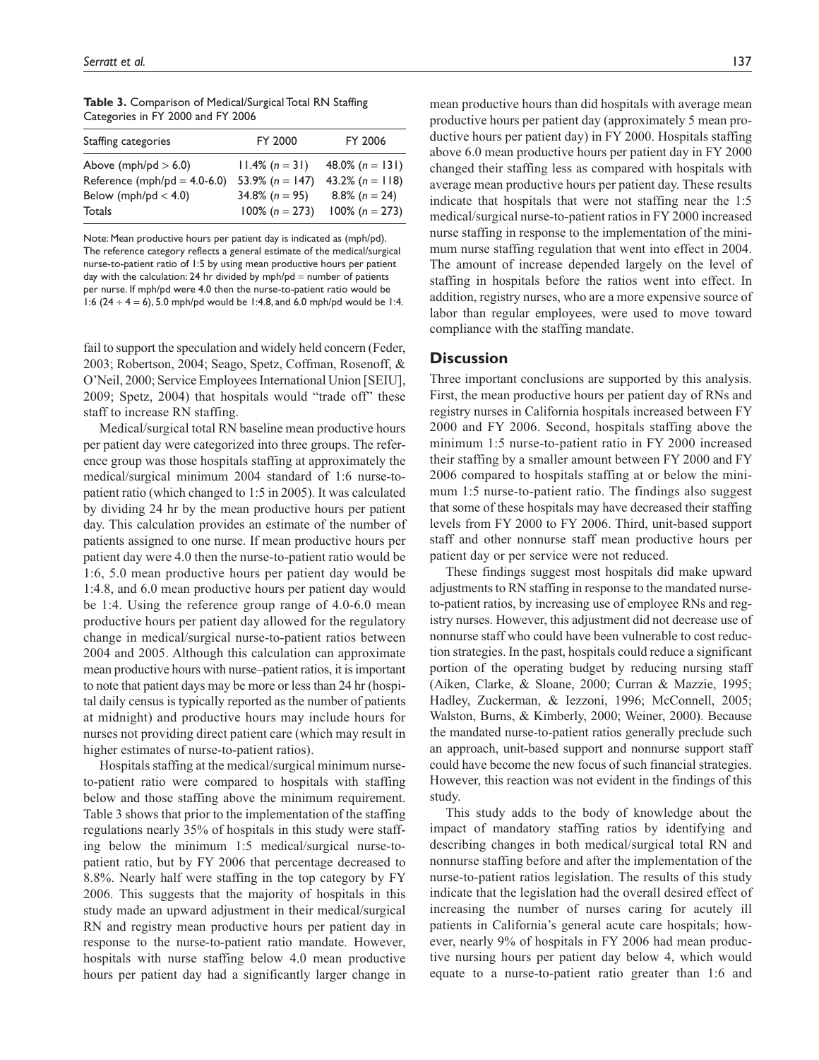**Table 3.** Comparison of Medical/Surgical Total RN Staffing Categories in FY 2000 and FY 2006

| Staffing categories | FY 2000 | FY 2006 |
|---|---|---|
| Above (mph/pd > 6.0) | 11.4% ($n$ = 31) | 48.0% ($n$ = 131) |
| Reference (mph/pd = 4.0-6.0) | 53.9% ($n$ = 147) | 43.2% ($n$ = 118) |
| Below (mph/pd < 4.0) | 34.8% ($n$ = 95) | 8.8% ($n$ = 24) |
| Totals | 100% ($n$ = 273) | 100% ($n$ = 273) |

Note: Mean productive hours per patient day is indicated as (mph/pd). The reference category reflects a general estimate of the medical/surgical nurse-to-patient ratio of 1:5 by using mean productive hours per patient day with the calculation: 24 hr divided by mph/pd = number of patients per nurse. If mph/pd were 4.0 then the nurse-to-patient ratio would be 1:6 (24 ÷ 4 = 6), 5.0 mph/pd would be 1:4.8, and 6.0 mph/pd would be 1:4.

fail to support the speculation and widely held concern (Feder, 2003; Robertson, 2004; Seago, Spetz, Coffman, Rosenoff, & O'Neil, 2000; Service Employees International Union [SEIU], 2009; Spetz, 2004) that hospitals would "trade off" these staff to increase RN staffing.

Medical/surgical total RN baseline mean productive hours per patient day were categorized into three groups. The reference group was those hospitals staffing at approximately the medical/surgical minimum 2004 standard of 1:6 nurse-to-patient ratio (which changed to 1:5 in 2005). It was calculated by dividing 24 hr by the mean productive hours per patient day. This calculation provides an estimate of the number of patients assigned to one nurse. If mean productive hours per patient day were 4.0 then the nurse-to-patient ratio would be 1:6, 5.0 mean productive hours per patient day would be 1:4.8, and 6.0 mean productive hours per patient day would be 1:4. Using the reference group range of 4.0-6.0 mean productive hours per patient day allowed for the regulatory change in medical/surgical nurse-to-patient ratios between 2004 and 2005. Although this calculation can approximate mean productive hours with nurse–patient ratios, it is important to note that patient days may be more or less than 24 hr (hospital daily census is typically reported as the number of patients at midnight) and productive hours may include hours for nurses not providing direct patient care (which may result in higher estimates of nurse-to-patient ratios).

Hospitals staffing at the medical/surgical minimum nurse-to-patient ratio were compared to hospitals with staffing below and those staffing above the minimum requirement. Table 3 shows that prior to the implementation of the staffing regulations nearly 35% of hospitals in this study were staffing below the minimum 1:5 medical/surgical nurse-to-patient ratio, but by FY 2006 that percentage decreased to 8.8%. Nearly half were staffing in the top category by FY 2006. This suggests that the majority of hospitals in this study made an upward adjustment in their medical/surgical RN and registry mean productive hours per patient day in response to the nurse-to-patient ratio mandate. However, hospitals with nurse staffing below 4.0 mean productive hours per patient day had a significantly larger change in mean productive hours than did hospitals with average mean productive hours per patient day (approximately 5 mean productive hours per patient day) in FY 2000. Hospitals staffing above 6.0 mean productive hours per patient day in FY 2000 changed their staffing less as compared with hospitals with average mean productive hours per patient day. These results indicate that hospitals that were not staffing near the 1:5 medical/surgical nurse-to-patient ratios in FY 2000 increased nurse staffing in response to the implementation of the minimum nurse staffing regulation that went into effect in 2004. The amount of increase depended largely on the level of staffing in hospitals before the ratios went into effect. In addition, registry nurses, who are a more expensive source of labor than regular employees, were used to move toward compliance with the staffing mandate.

## Discussion

Three important conclusions are supported by this analysis. First, the mean productive hours per patient day of RNs and registry nurses in California hospitals increased between FY 2000 and FY 2006. Second, hospitals staffing above the minimum 1:5 nurse-to-patient ratio in FY 2000 increased their staffing by a smaller amount between FY 2000 and FY 2006 compared to hospitals staffing at or below the minimum 1:5 nurse-to-patient ratio. The findings also suggest that some of these hospitals may have decreased their staffing levels from FY 2000 to FY 2006. Third, unit-based support staff and other nonnurse staff mean productive hours per patient day or per service were not reduced.

These findings suggest most hospitals did make upward adjustments to RN staffing in response to the mandated nurse-to-patient ratios, by increasing use of employee RNs and registry nurses. However, this adjustment did not decrease use of nonnurse staff who could have been vulnerable to cost reduction strategies. In the past, hospitals could reduce a significant portion of the operating budget by reducing nursing staff (Aiken, Clarke, & Sloane, 2000; Curran & Mazzie, 1995; Hadley, Zuckerman, & Iezzoni, 1996; McConnell, 2005; Walston, Burns, & Kimberly, 2000; Weiner, 2000). Because the mandated nurse-to-patient ratios generally preclude such an approach, unit-based support and nonnurse support staff could have become the new focus of such financial strategies. However, this reaction was not evident in the findings of this study.

This study adds to the body of knowledge about the impact of mandatory staffing ratios by identifying and describing changes in both medical/surgical total RN and nonnurse staffing before and after the implementation of the nurse-to-patient ratios legislation. The results of this study indicate that the legislation had the overall desired effect of increasing the number of nurses caring for acutely ill patients in California's general acute care hospitals; however, nearly 9% of hospitals in FY 2006 had mean productive nursing hours per patient day below 4, which would equate to a nurse-to-patient ratio greater than 1:6 and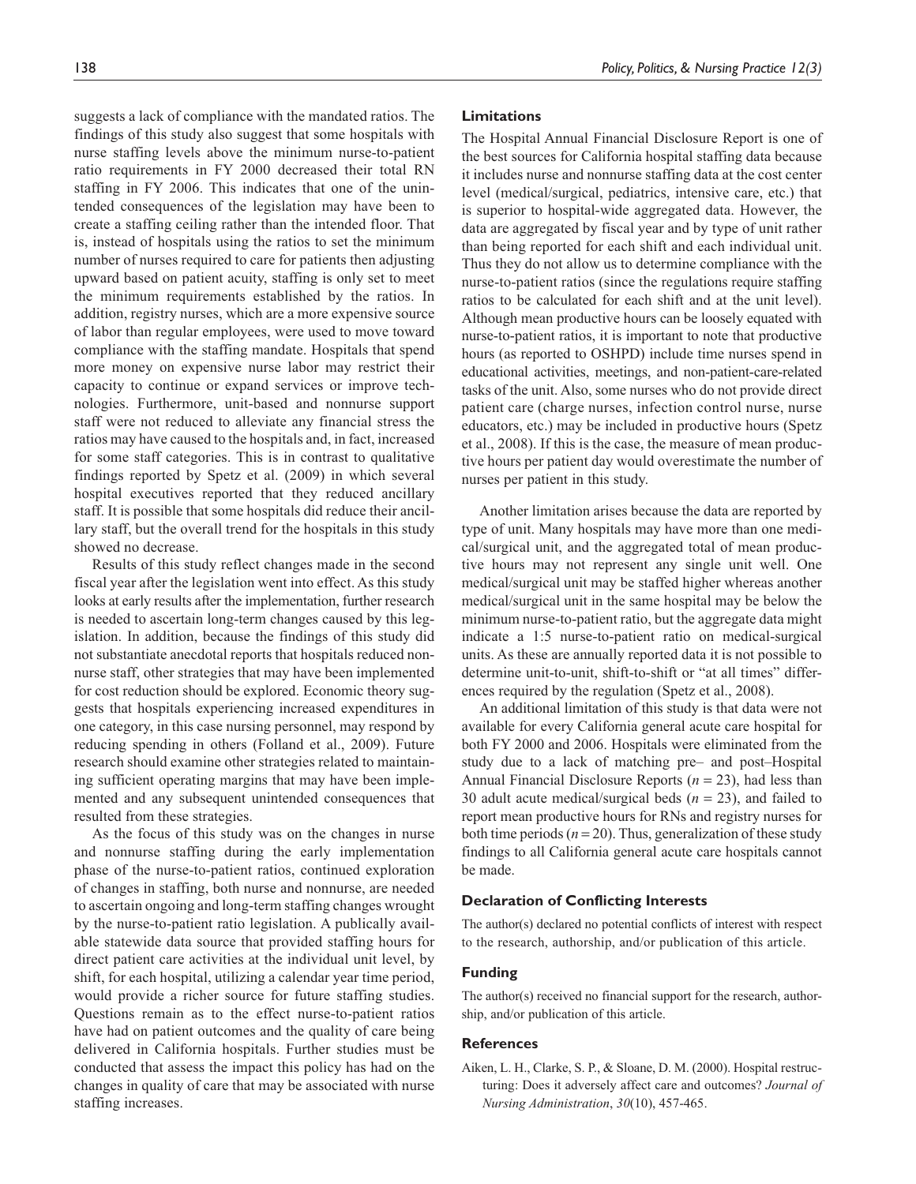suggests a lack of compliance with the mandated ratios. The findings of this study also suggest that some hospitals with nurse staffing levels above the minimum nurse-to-patient ratio requirements in FY 2000 decreased their total RN staffing in FY 2006. This indicates that one of the unintended consequences of the legislation may have been to create a staffing ceiling rather than the intended floor. That is, instead of hospitals using the ratios to set the minimum number of nurses required to care for patients then adjusting upward based on patient acuity, staffing is only set to meet the minimum requirements established by the ratios. In addition, registry nurses, which are a more expensive source of labor than regular employees, were used to move toward compliance with the staffing mandate. Hospitals that spend more money on expensive nurse labor may restrict their capacity to continue or expand services or improve technologies. Furthermore, unit-based and nonnurse support staff were not reduced to alleviate any financial stress the ratios may have caused to the hospitals and, in fact, increased for some staff categories. This is in contrast to qualitative findings reported by Spetz et al. (2009) in which several hospital executives reported that they reduced ancillary staff. It is possible that some hospitals did reduce their ancillary staff, but the overall trend for the hospitals in this study showed no decrease.

Results of this study reflect changes made in the second fiscal year after the legislation went into effect. As this study looks at early results after the implementation, further research is needed to ascertain long-term changes caused by this legislation. In addition, because the findings of this study did not substantiate anecdotal reports that hospitals reduced nonnurse staff, other strategies that may have been implemented for cost reduction should be explored. Economic theory suggests that hospitals experiencing increased expenditures in one category, in this case nursing personnel, may respond by reducing spending in others (Folland et al., 2009). Future research should examine other strategies related to maintaining sufficient operating margins that may have been implemented and any subsequent unintended consequences that resulted from these strategies.

As the focus of this study was on the changes in nurse and nonnurse staffing during the early implementation phase of the nurse-to-patient ratios, continued exploration of changes in staffing, both nurse and nonnurse, are needed to ascertain ongoing and long-term staffing changes wrought by the nurse-to-patient ratio legislation. A publically available statewide data source that provided staffing hours for direct patient care activities at the individual unit level, by shift, for each hospital, utilizing a calendar year time period, would provide a richer source for future staffing studies. Questions remain as to the effect nurse-to-patient ratios have had on patient outcomes and the quality of care being delivered in California hospitals. Further studies must be conducted that assess the impact this policy has had on the changes in quality of care that may be associated with nurse staffing increases.

## Limitations

The Hospital Annual Financial Disclosure Report is one of the best sources for California hospital staffing data because it includes nurse and nonnurse staffing data at the cost center level (medical/surgical, pediatrics, intensive care, etc.) that is superior to hospital-wide aggregated data. However, the data are aggregated by fiscal year and by type of unit rather than being reported for each shift and each individual unit. Thus they do not allow us to determine compliance with the nurse-to-patient ratios (since the regulations require staffing ratios to be calculated for each shift and at the unit level). Although mean productive hours can be loosely equated with nurse-to-patient ratios, it is important to note that productive hours (as reported to OSHPD) include time nurses spend in educational activities, meetings, and non-patient-care-related tasks of the unit. Also, some nurses who do not provide direct patient care (charge nurses, infection control nurse, nurse educators, etc.) may be included in productive hours (Spetz et al., 2008). If this is the case, the measure of mean productive hours per patient day would overestimate the number of nurses per patient in this study.

Another limitation arises because the data are reported by type of unit. Many hospitals may have more than one medical/surgical unit, and the aggregated total of mean productive hours may not represent any single unit well. One medical/surgical unit may be staffed higher whereas another medical/surgical unit in the same hospital may be below the minimum nurse-to-patient ratio, but the aggregate data might indicate a 1:5 nurse-to-patient ratio on medical-surgical units. As these are annually reported data it is not possible to determine unit-to-unit, shift-to-shift or "at all times" differences required by the regulation (Spetz et al., 2008).

An additional limitation of this study is that data were not available for every California general acute care hospital for both FY 2000 and 2006. Hospitals were eliminated from the study due to a lack of matching pre– and post–Hospital Annual Financial Disclosure Reports ($n = 23$), had less than 30 adult acute medical/surgical beds ($n = 23$), and failed to report mean productive hours for RNs and registry nurses for both time periods ($n = 20$). Thus, generalization of these study findings to all California general acute care hospitals cannot be made.

## Declaration of Conflicting Interests

The author(s) declared no potential conflicts of interest with respect to the research, authorship, and/or publication of this article.

## Funding

The author(s) received no financial support for the research, authorship, and/or publication of this article.

## References

Aiken, L. H., Clarke, S. P., & Sloane, D. M. (2000). Hospital restructuring: Does it adversely affect care and outcomes? *Journal of Nursing Administration*, *30*(10), 457-465.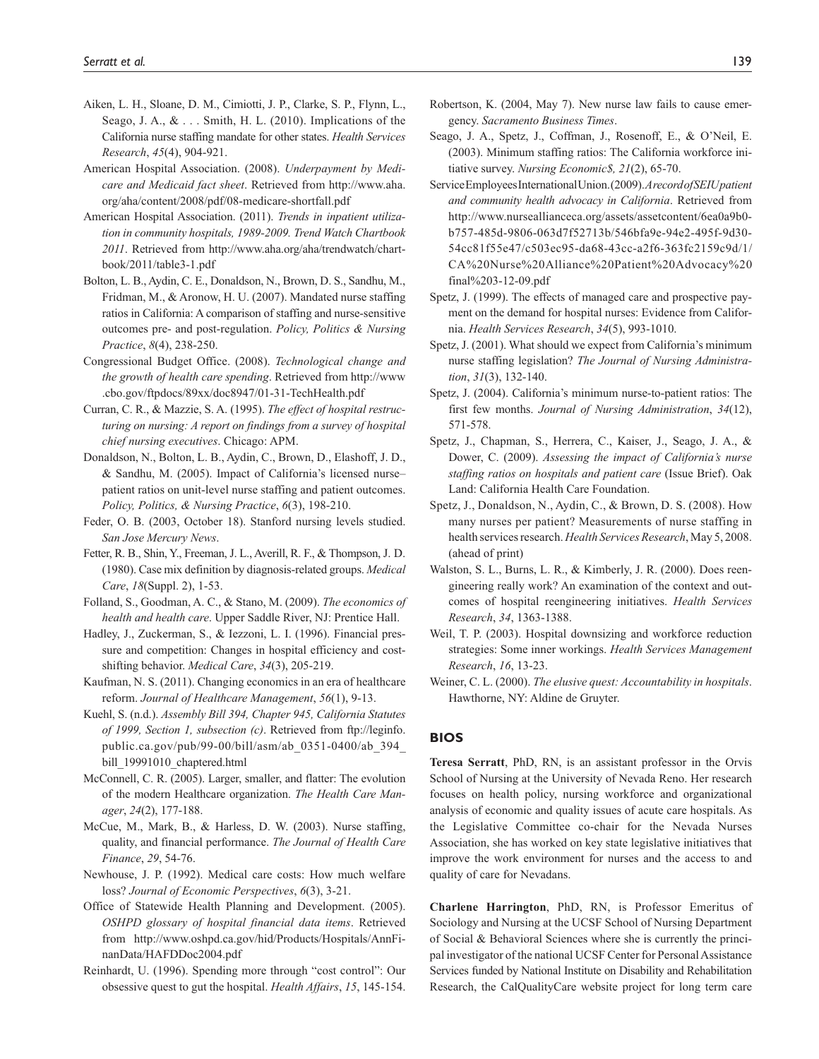Aiken, L. H., Sloane, D. M., Cimiotti, J. P., Clarke, S. P., Flynn, L., Seago, J. A., & . . . Smith, H. L. (2010). Implications of the California nurse staffing mandate for other states. *Health Services Research*, *45*(4), 904-921.

American Hospital Association. (2008). *Underpayment by Medicare and Medicaid fact sheet*. Retrieved from http://www.aha.org/aha/content/2008/pdf/08-medicare-shortfall.pdf

American Hospital Association. (2011). *Trends in inpatient utilization in community hospitals, 1989-2009. Trend Watch Chartbook 2011*. Retrieved from http://www.aha.org/aha/trendwatch/chartbook/2011/table3-1.pdf

Bolton, L. B., Aydin, C. E., Donaldson, N., Brown, D. S., Sandhu, M., Fridman, M., & Aronow, H. U. (2007). Mandated nurse staffing ratios in California: A comparison of staffing and nurse-sensitive outcomes pre- and post-regulation. *Policy, Politics & Nursing Practice*, *8*(4), 238-250.

Congressional Budget Office. (2008). *Technological change and the growth of health care spending*. Retrieved from http://www.cbo.gov/ftpdocs/89xx/doc8947/01-31-TechHealth.pdf

Curran, C. R., & Mazzie, S. A. (1995). *The effect of hospital restructuring on nursing: A report on findings from a survey of hospital chief nursing executives*. Chicago: APM.

Donaldson, N., Bolton, L. B., Aydin, C., Brown, D., Elashoff, J. D., & Sandhu, M. (2005). Impact of California's licensed nurse–patient ratios on unit-level nurse staffing and patient outcomes. *Policy, Politics, & Nursing Practice*, *6*(3), 198-210.

Feder, O. B. (2003, October 18). Stanford nursing levels studied. *San Jose Mercury News*.

Fetter, R. B., Shin, Y., Freeman, J. L., Averill, R. F., & Thompson, J. D. (1980). Case mix definition by diagnosis-related groups. *Medical Care*, *18*(Suppl. 2), 1-53.

Folland, S., Goodman, A. C., & Stano, M. (2009). *The economics of health and health care*. Upper Saddle River, NJ: Prentice Hall.

Hadley, J., Zuckerman, S., & Iezzoni, L. I. (1996). Financial pressure and competition: Changes in hospital efficiency and cost-shifting behavior. *Medical Care*, *34*(3), 205-219.

Kaufman, N. S. (2011). Changing economics in an era of healthcare reform. *Journal of Healthcare Management*, *56*(1), 9-13.

Kuehl, S. (n.d.). *Assembly Bill 394, Chapter 945, California Statutes of 1999, Section 1, subsection (c)*. Retrieved from ftp://leginfo.public.ca.gov/pub/99-00/bill/asm/ab_0351-0400/ab_394_bill_19991010_chaptered.html

McConnell, C. R. (2005). Larger, smaller, and flatter: The evolution of the modern Healthcare organization. *The Health Care Manager*, *24*(2), 177-188.

McCue, M., Mark, B., & Harless, D. W. (2003). Nurse staffing, quality, and financial performance. *The Journal of Health Care Finance*, *29*, 54-76.

Newhouse, J. P. (1992). Medical care costs: How much welfare loss? *Journal of Economic Perspectives*, *6*(3), 3-21.

Office of Statewide Health Planning and Development. (2005). *OSHPD glossary of hospital financial data items*. Retrieved from http://www.oshpd.ca.gov/hid/Products/Hospitals/AnnFinanData/HAFDDoc2004.pdf

Reinhardt, U. (1996). Spending more through "cost control": Our obsessive quest to gut the hospital. *Health Affairs*, *15*, 145-154.

Robertson, K. (2004, May 7). New nurse law fails to cause emergency. *Sacramento Business Times*.

Seago, J. A., Spetz, J., Coffman, J., Rosenoff, E., & O'Neil, E. (2003). Minimum staffing ratios: The California workforce initiative survey. *Nursing Economic$, 21*(2), 65-70.

Service Employees International Union. (2009). *A record of SEIU patient and community health advocacy in California*. Retrieved from http://www.nursealllianceca.org/assets/assetcontent/6ea0a9b0-b757-485d-9806-063d7f52713b/546bfa9e-94e2-495f-9d30-54cc81f55e47/c503ec95-da68-43cc-a2f6-363fc2159c9d/1/CA%20Nurse%20Alliance%20Patient%20Advocacy%20final%203-12-09.pdf

Spetz, J. (1999). The effects of managed care and prospective payment on the demand for hospital nurses: Evidence from California. *Health Services Research*, *34*(5), 993-1010.

Spetz, J. (2001). What should we expect from California's minimum nurse staffing legislation? *The Journal of Nursing Administration*, *31*(3), 132-140.

Spetz, J. (2004). California's minimum nurse-to-patient ratios: The first few months. *Journal of Nursing Administration*, *34*(12), 571-578.

Spetz, J., Chapman, S., Herrera, C., Kaiser, J., Seago, J. A., & Dower, C. (2009). *Assessing the impact of California's nurse staffing ratios on hospitals and patient care* (Issue Brief). Oak Land: California Health Care Foundation.

Spetz, J., Donaldson, N., Aydin, C., & Brown, D. S. (2008). How many nurses per patient? Measurements of nurse staffing in health services research. *Health Services Research*, May 5, 2008. (ahead of print)

Walston, S. L., Burns, L. R., & Kimberly, J. R. (2000). Does reengineering really work? An examination of the context and outcomes of hospital reengineering initiatives. *Health Services Research*, *34*, 1363-1388.

Weil, T. P. (2003). Hospital downsizing and workforce reduction strategies: Some inner workings. *Health Services Management Research*, *16*, 13-23.

Weiner, C. L. (2000). *The elusive quest: Accountability in hospitals*. Hawthorne, NY: Aldine de Gruyter.

## BIOS

**Teresa Serratt**, PhD, RN, is an assistant professor in the Orvis School of Nursing at the University of Nevada Reno. Her research focuses on health policy, nursing workforce and organizational analysis of economic and quality issues of acute care hospitals. As the Legislative Committee co-chair for the Nevada Nurses Association, she has worked on key state legislative initiatives that improve the work environment for nurses and the access to and quality of care for Nevadans.

**Charlene Harrington**, PhD, RN, is Professor Emeritus of Sociology and Nursing at the UCSF School of Nursing Department of Social & Behavioral Sciences where she is currently the principal investigator of the national UCSF Center for Personal Assistance Services funded by National Institute on Disability and Rehabilitation Research, the CalQualityCare website project for long term care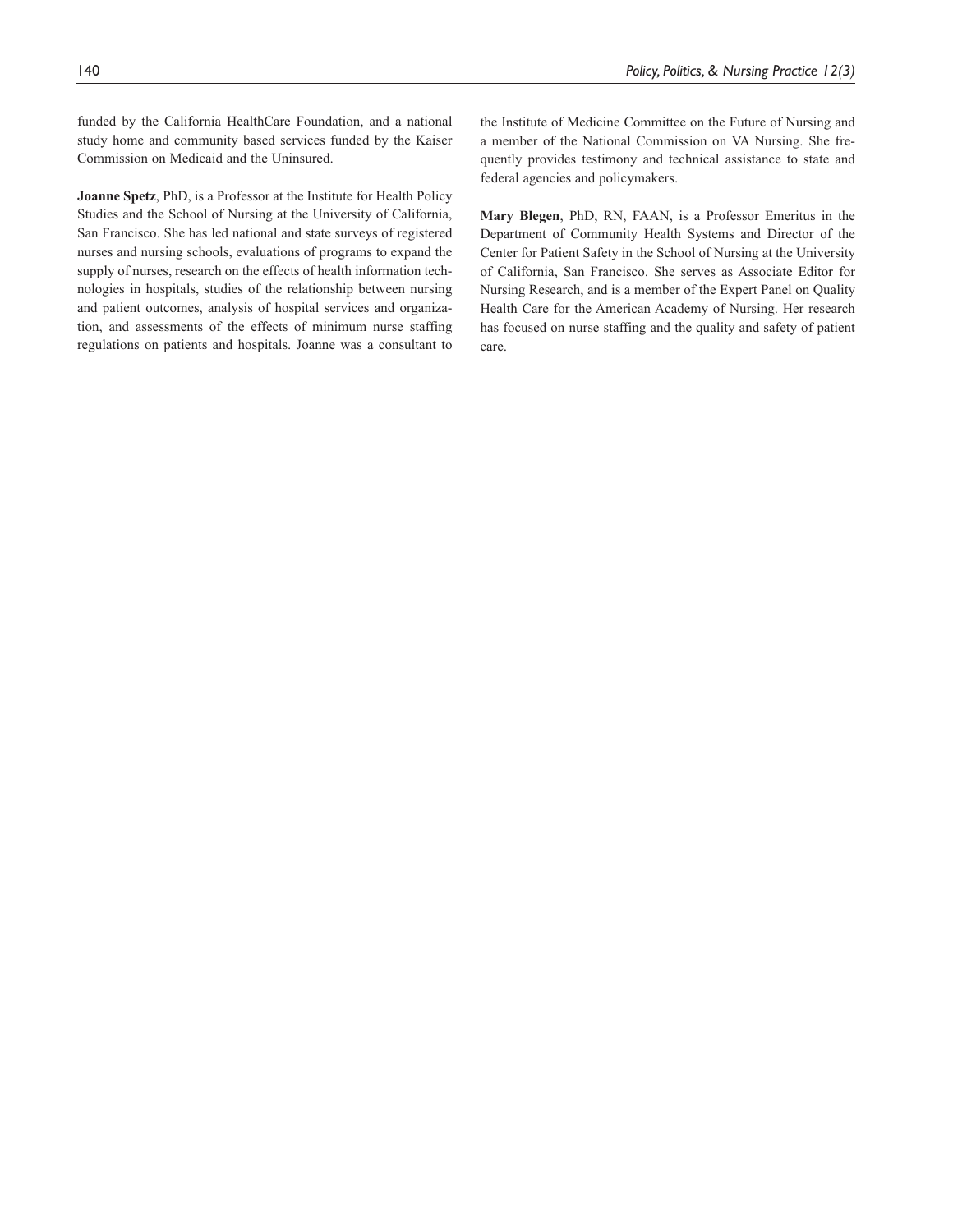funded by the California HealthCare Foundation, and a national study home and community based services funded by the Kaiser Commission on Medicaid and the Uninsured.

**Joanne Spetz**, PhD, is a Professor at the Institute for Health Policy Studies and the School of Nursing at the University of California, San Francisco. She has led national and state surveys of registered nurses and nursing schools, evaluations of programs to expand the supply of nurses, research on the effects of health information technologies in hospitals, studies of the relationship between nursing and patient outcomes, analysis of hospital services and organization, and assessments of the effects of minimum nurse staffing regulations on patients and hospitals. Joanne was a consultant to the Institute of Medicine Committee on the Future of Nursing and a member of the National Commission on VA Nursing. She frequently provides testimony and technical assistance to state and federal agencies and policymakers.

**Mary Blegen**, PhD, RN, FAAN, is a Professor Emeritus in the Department of Community Health Systems and Director of the Center for Patient Safety in the School of Nursing at the University of California, San Francisco. She serves as Associate Editor for Nursing Research, and is a member of the Expert Panel on Quality Health Care for the American Academy of Nursing. Her research has focused on nurse staffing and the quality and safety of patient care.